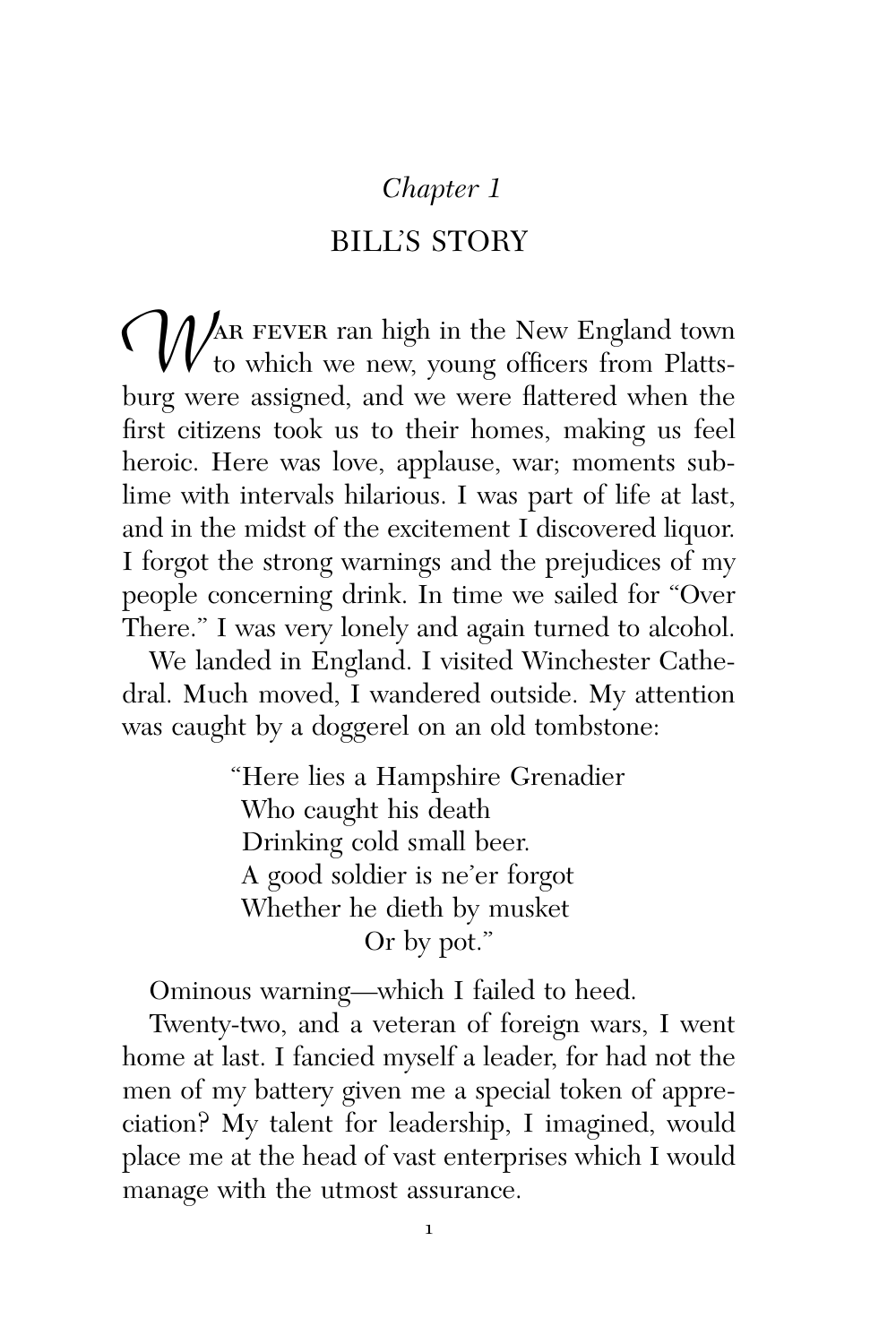# *Chapter 1*

## BILL'S STORY

WAR FEVER ran high in the New England town to which we new, young officers from Plattsburg were assigned, and we were flattered when the first citizens took us to their homes, making us feel heroic. Here was love, applause, war; moments sublime with intervals hilarious. I was part of life at last, and in the midst of the excitement I discovered liquor. I forgot the strong warnings and the prejudices of my people concerning drink. In time we sailed for "Over There." I was very lonely and again turned to alcohol.

We landed in England. I visited Winchester Cathedral. Much moved, I wandered outside. My attention was caught by a doggerel on an old tombstone:

> "Here lies a Hampshire Grenadier
> Who caught his death
> Drinking cold small beer.
> A good soldier is ne'er forgot
> Whether he dieth by musket
> Or by pot."

Ominous warning—which I failed to heed.

Twenty-two, and a veteran of foreign wars, I went home at last. I fancied myself a leader, for had not the men of my battery given me a special token of appreciation? My talent for leadership, I imagined, would place me at the head of vast enterprises which I would manage with the utmost assurance.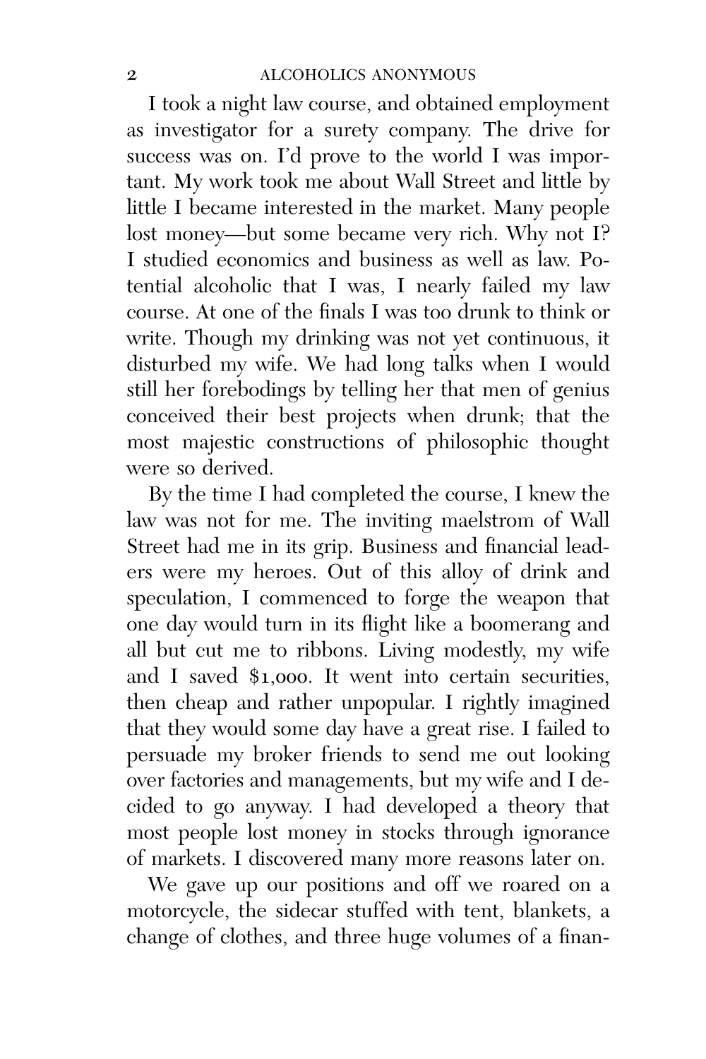I took a night law course, and obtained employment as investigator for a surety company. The drive for success was on. I'd prove to the world I was important. My work took me about Wall Street and little by little I became interested in the market. Many people lost money—but some became very rich. Why not I? I studied economics and business as well as law. Potential alcoholic that I was, I nearly failed my law course. At one of the finals I was too drunk to think or write. Though my drinking was not yet continuous, it disturbed my wife. We had long talks when I would still her forebodings by telling her that men of genius conceived their best projects when drunk; that the most majestic constructions of philosophic thought were so derived.

By the time I had completed the course, I knew the law was not for me. The inviting maelstrom of Wall Street had me in its grip. Business and financial leaders were my heroes. Out of this alloy of drink and speculation, I commenced to forge the weapon that one day would turn in its flight like a boomerang and all but cut me to ribbons. Living modestly, my wife and I saved $1,000. It went into certain securities, then cheap and rather unpopular. I rightly imagined that they would some day have a great rise. I failed to persuade my broker friends to send me out looking over factories and managements, but my wife and I decided to go anyway. I had developed a theory that most people lost money in stocks through ignorance of markets. I discovered many more reasons later on.

We gave up our positions and off we roared on a motorcycle, the sidecar stuffed with tent, blankets, a change of clothes, and three huge volumes of a finan-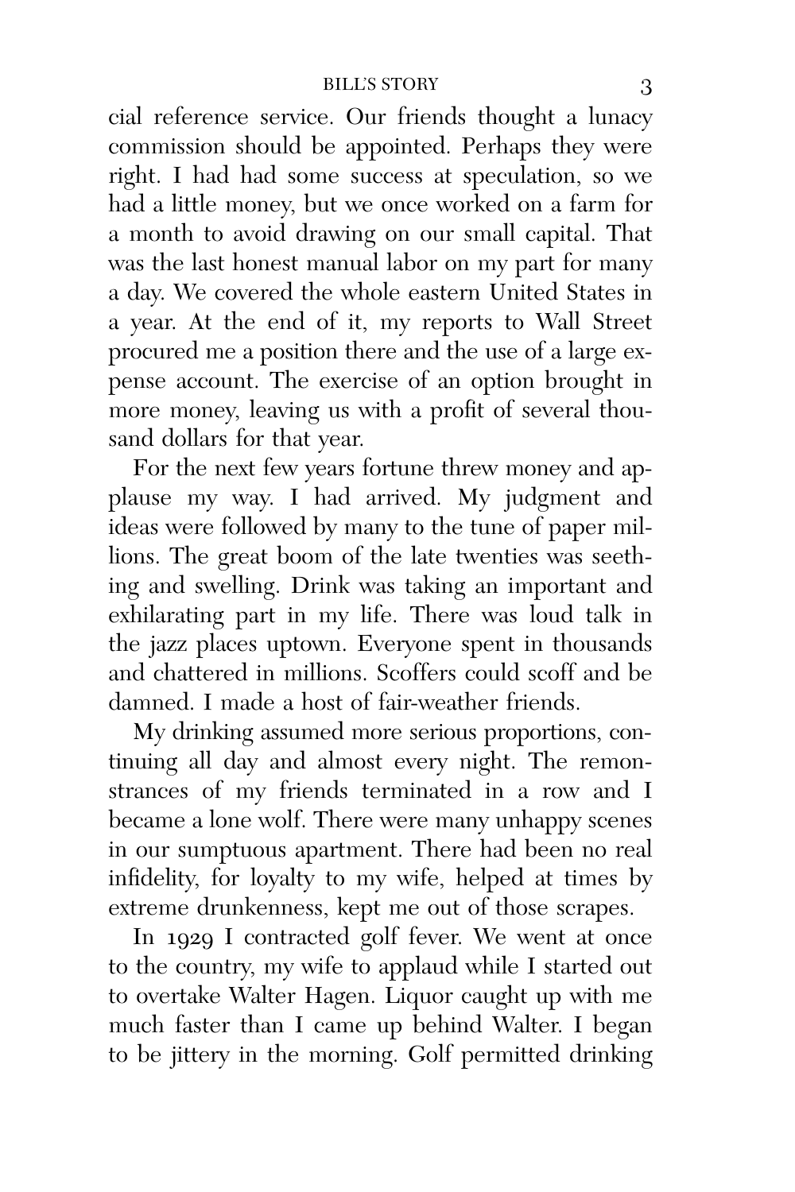cial reference service. Our friends thought a lunacy commission should be appointed. Perhaps they were right. I had had some success at speculation, so we had a little money, but we once worked on a farm for a month to avoid drawing on our small capital. That was the last honest manual labor on my part for many a day. We covered the whole eastern United States in a year. At the end of it, my reports to Wall Street procured me a position there and the use of a large expense account. The exercise of an option brought in more money, leaving us with a profit of several thousand dollars for that year.

For the next few years fortune threw money and applause my way. I had arrived. My judgment and ideas were followed by many to the tune of paper millions. The great boom of the late twenties was seething and swelling. Drink was taking an important and exhilarating part in my life. There was loud talk in the jazz places uptown. Everyone spent in thousands and chattered in millions. Scoffers could scoff and be damned. I made a host of fair-weather friends.

My drinking assumed more serious proportions, continuing all day and almost every night. The remonstrances of my friends terminated in a row and I became a lone wolf. There were many unhappy scenes in our sumptuous apartment. There had been no real infidelity, for loyalty to my wife, helped at times by extreme drunkenness, kept me out of those scrapes.

In 1929 I contracted golf fever. We went at once to the country, my wife to applaud while I started out to overtake Walter Hagen. Liquor caught up with me much faster than I came up behind Walter. I began to be jittery in the morning. Golf permitted drinking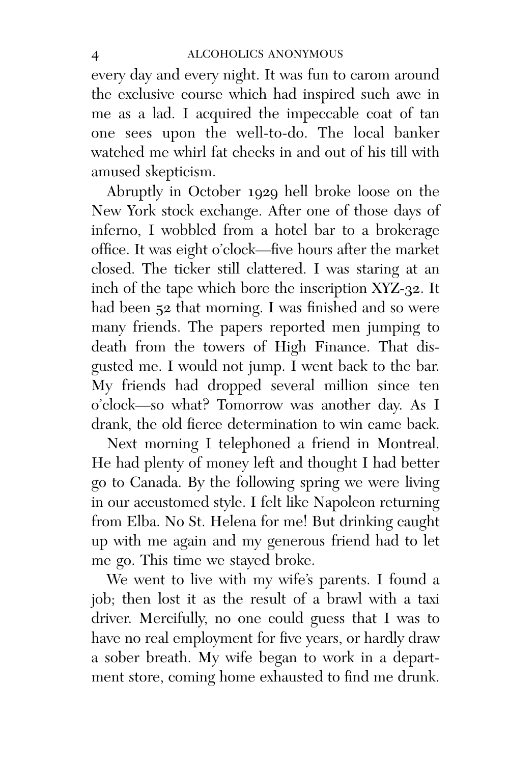every day and every night. It was fun to carom around the exclusive course which had inspired such awe in me as a lad. I acquired the impeccable coat of tan one sees upon the well-to-do. The local banker watched me whirl fat checks in and out of his till with amused skepticism.

Abruptly in October 1929 hell broke loose on the New York stock exchange. After one of those days of inferno, I wobbled from a hotel bar to a brokerage office. It was eight o'clock—five hours after the market closed. The ticker still clattered. I was staring at an inch of the tape which bore the inscription XYZ-32. It had been 52 that morning. I was finished and so were many friends. The papers reported men jumping to death from the towers of High Finance. That disgusted me. I would not jump. I went back to the bar. My friends had dropped several million since ten o'clock—so what? Tomorrow was another day. As I drank, the old fierce determination to win came back.

Next morning I telephoned a friend in Montreal. He had plenty of money left and thought I had better go to Canada. By the following spring we were living in our accustomed style. I felt like Napoleon returning from Elba. No St. Helena for me! But drinking caught up with me again and my generous friend had to let me go. This time we stayed broke.

We went to live with my wife's parents. I found a job; then lost it as the result of a brawl with a taxi driver. Mercifully, no one could guess that I was to have no real employment for five years, or hardly draw a sober breath. My wife began to work in a department store, coming home exhausted to find me drunk.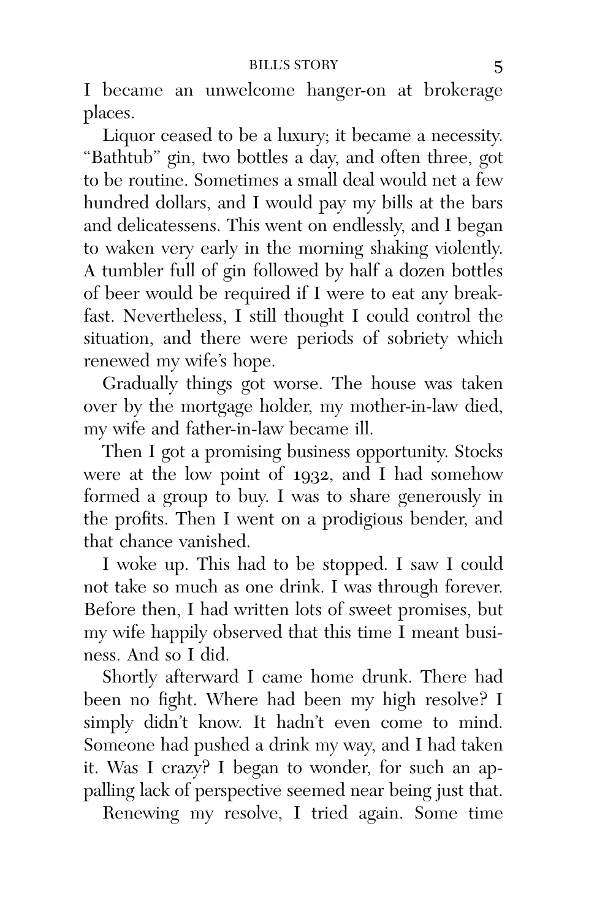I became an unwelcome hanger-on at brokerage places.

Liquor ceased to be a luxury; it became a necessity. "Bathtub" gin, two bottles a day, and often three, got to be routine. Sometimes a small deal would net a few hundred dollars, and I would pay my bills at the bars and delicatessens. This went on endlessly, and I began to waken very early in the morning shaking violently. A tumbler full of gin followed by half a dozen bottles of beer would be required if I were to eat any breakfast. Nevertheless, I still thought I could control the situation, and there were periods of sobriety which renewed my wife's hope.

Gradually things got worse. The house was taken over by the mortgage holder, my mother-in-law died, my wife and father-in-law became ill.

Then I got a promising business opportunity. Stocks were at the low point of 1932, and I had somehow formed a group to buy. I was to share generously in the profits. Then I went on a prodigious bender, and that chance vanished.

I woke up. This had to be stopped. I saw I could not take so much as one drink. I was through forever. Before then, I had written lots of sweet promises, but my wife happily observed that this time I meant business. And so I did.

Shortly afterward I came home drunk. There had been no fight. Where had been my high resolve? I simply didn't know. It hadn't even come to mind. Someone had pushed a drink my way, and I had taken it. Was I crazy? I began to wonder, for such an appalling lack of perspective seemed near being just that.

Renewing my resolve, I tried again. Some time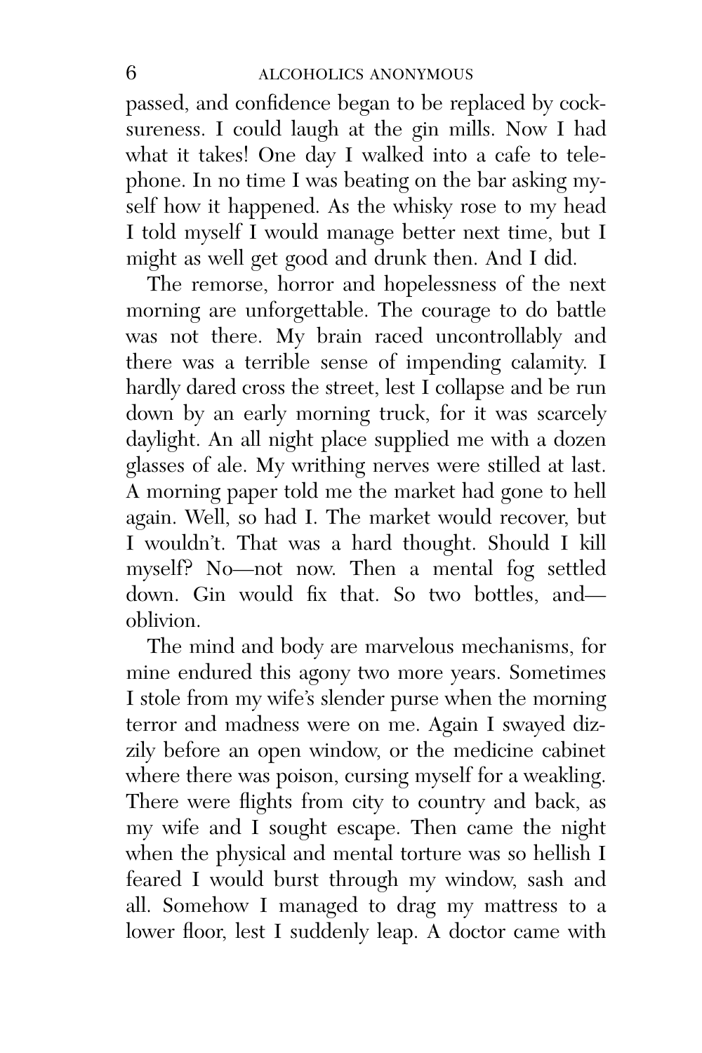passed, and confidence began to be replaced by cocksureness. I could laugh at the gin mills. Now I had what it takes! One day I walked into a cafe to telephone. In no time I was beating on the bar asking myself how it happened. As the whisky rose to my head I told myself I would manage better next time, but I might as well get good and drunk then. And I did.

The remorse, horror and hopelessness of the next morning are unforgettable. The courage to do battle was not there. My brain raced uncontrollably and there was a terrible sense of impending calamity. I hardly dared cross the street, lest I collapse and be run down by an early morning truck, for it was scarcely daylight. An all night place supplied me with a dozen glasses of ale. My writhing nerves were stilled at last. A morning paper told me the market had gone to hell again. Well, so had I. The market would recover, but I wouldn't. That was a hard thought. Should I kill myself? No—not now. Then a mental fog settled down. Gin would fix that. So two bottles, and—oblivion.

The mind and body are marvelous mechanisms, for mine endured this agony two more years. Sometimes I stole from my wife's slender purse when the morning terror and madness were on me. Again I swayed dizzily before an open window, or the medicine cabinet where there was poison, cursing myself for a weakling. There were flights from city to country and back, as my wife and I sought escape. Then came the night when the physical and mental torture was so hellish I feared I would burst through my window, sash and all. Somehow I managed to drag my mattress to a lower floor, lest I suddenly leap. A doctor came with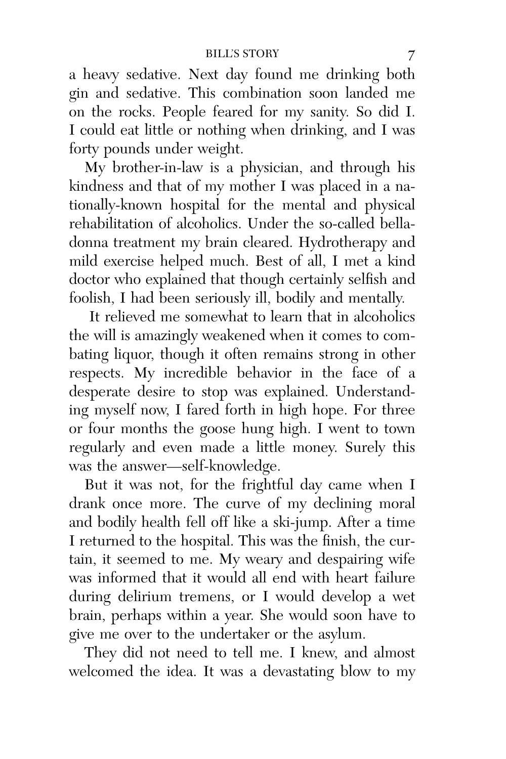a heavy sedative. Next day found me drinking both gin and sedative. This combination soon landed me on the rocks. People feared for my sanity. So did I. I could eat little or nothing when drinking, and I was forty pounds under weight.

My brother-in-law is a physician, and through his kindness and that of my mother I was placed in a nationally-known hospital for the mental and physical rehabilitation of alcoholics. Under the so-called belladonna treatment my brain cleared. Hydrotherapy and mild exercise helped much. Best of all, I met a kind doctor who explained that though certainly selfish and foolish, I had been seriously ill, bodily and mentally.

It relieved me somewhat to learn that in alcoholics the will is amazingly weakened when it comes to combating liquor, though it often remains strong in other respects. My incredible behavior in the face of a desperate desire to stop was explained. Understanding myself now, I fared forth in high hope. For three or four months the goose hung high. I went to town regularly and even made a little money. Surely this was the answer—self-knowledge.

But it was not, for the frightful day came when I drank once more. The curve of my declining moral and bodily health fell off like a ski-jump. After a time I returned to the hospital. This was the finish, the curtain, it seemed to me. My weary and despairing wife was informed that it would all end with heart failure during delirium tremens, or I would develop a wet brain, perhaps within a year. She would soon have to give me over to the undertaker or the asylum.

They did not need to tell me. I knew, and almost welcomed the idea. It was a devastating blow to my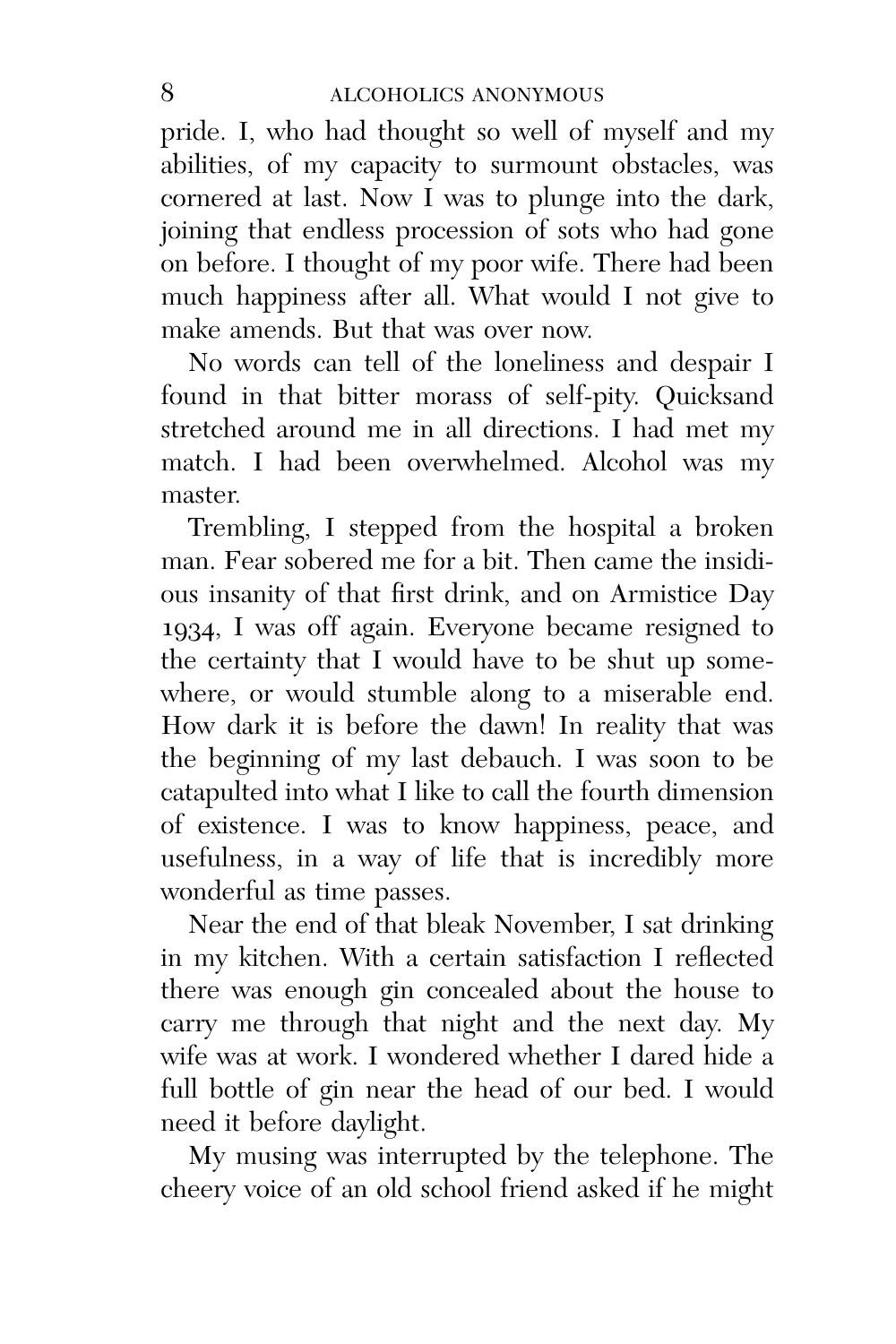pride. I, who had thought so well of myself and my abilities, of my capacity to surmount obstacles, was cornered at last. Now I was to plunge into the dark, joining that endless procession of sots who had gone on before. I thought of my poor wife. There had been much happiness after all. What would I not give to make amends. But that was over now.

No words can tell of the loneliness and despair I found in that bitter morass of self-pity. Quicksand stretched around me in all directions. I had met my match. I had been overwhelmed. Alcohol was my master.

Trembling, I stepped from the hospital a broken man. Fear sobered me for a bit. Then came the insidious insanity of that first drink, and on Armistice Day 1934, I was off again. Everyone became resigned to the certainty that I would have to be shut up somewhere, or would stumble along to a miserable end. How dark it is before the dawn! In reality that was the beginning of my last debauch. I was soon to be catapulted into what I like to call the fourth dimension of existence. I was to know happiness, peace, and usefulness, in a way of life that is incredibly more wonderful as time passes.

Near the end of that bleak November, I sat drinking in my kitchen. With a certain satisfaction I reflected there was enough gin concealed about the house to carry me through that night and the next day. My wife was at work. I wondered whether I dared hide a full bottle of gin near the head of our bed. I would need it before daylight.

My musing was interrupted by the telephone. The cheery voice of an old school friend asked if he might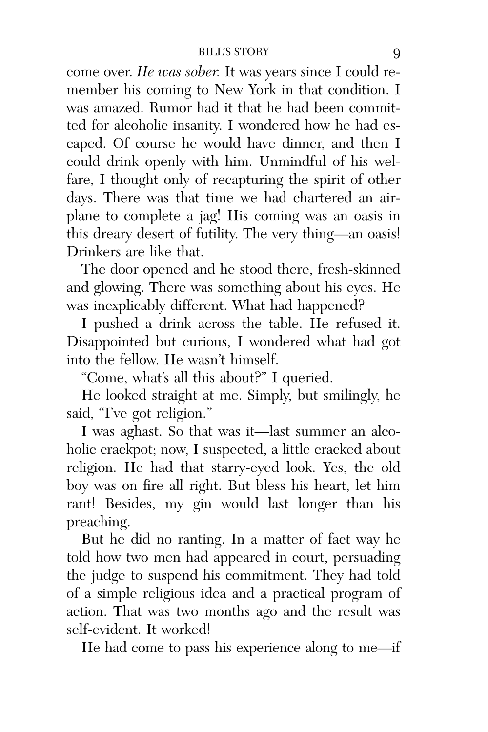come over. *He was sober.* It was years since I could remember his coming to New York in that condition. I was amazed. Rumor had it that he had been committed for alcoholic insanity. I wondered how he had escaped. Of course he would have dinner, and then I could drink openly with him. Unmindful of his welfare, I thought only of recapturing the spirit of other days. There was that time we had chartered an airplane to complete a jag! His coming was an oasis in this dreary desert of futility. The very thing—an oasis! Drinkers are like that.

The door opened and he stood there, fresh-skinned and glowing. There was something about his eyes. He was inexplicably different. What had happened?

I pushed a drink across the table. He refused it. Disappointed but curious, I wondered what had got into the fellow. He wasn't himself.

"Come, what's all this about?" I queried.

He looked straight at me. Simply, but smilingly, he said, "I've got religion."

I was aghast. So that was it—last summer an alcoholic crackpot; now, I suspected, a little cracked about religion. He had that starry-eyed look. Yes, the old boy was on fire all right. But bless his heart, let him rant! Besides, my gin would last longer than his preaching.

But he did no ranting. In a matter of fact way he told how two men had appeared in court, persuading the judge to suspend his commitment. They had told of a simple religious idea and a practical program of action. That was two months ago and the result was self-evident. It worked!

He had come to pass his experience along to me—if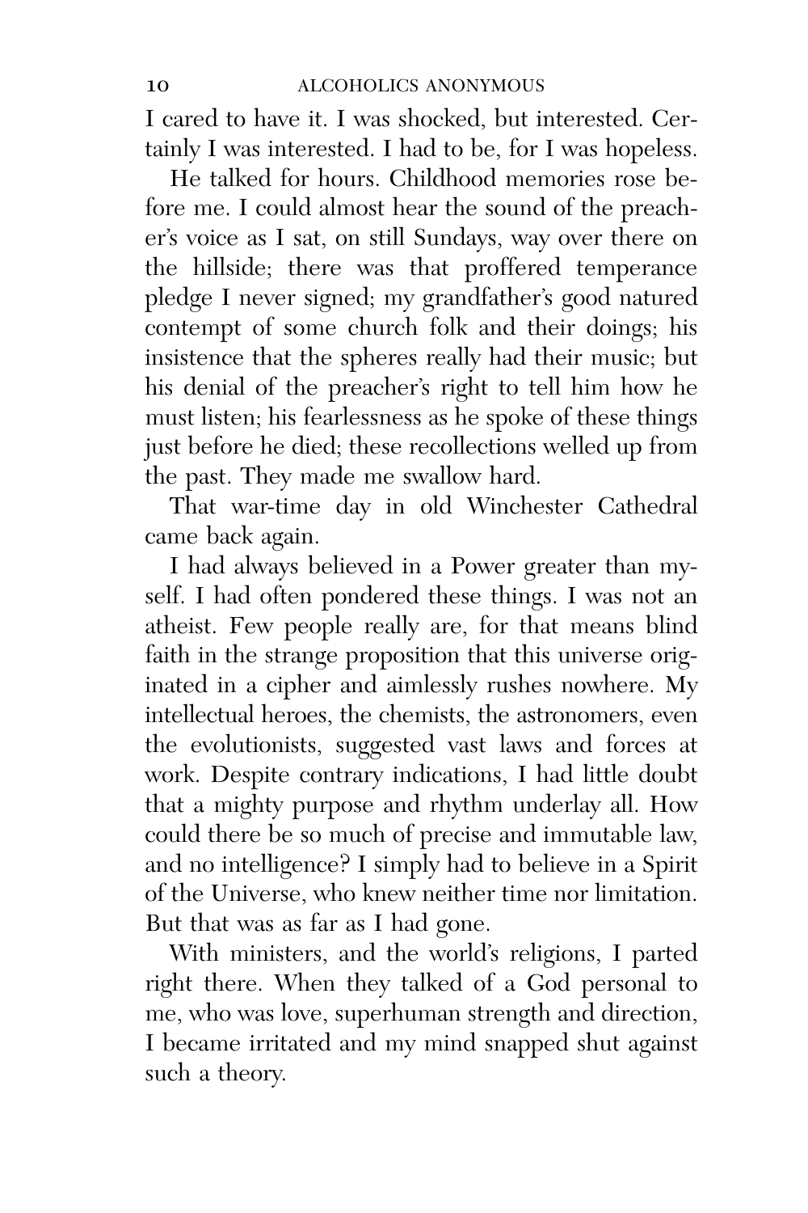I cared to have it. I was shocked, but interested. Certainly I was interested. I had to be, for I was hopeless.

He talked for hours. Childhood memories rose before me. I could almost hear the sound of the preacher's voice as I sat, on still Sundays, way over there on the hillside; there was that proffered temperance pledge I never signed; my grandfather's good natured contempt of some church folk and their doings; his insistence that the spheres really had their music; but his denial of the preacher's right to tell him how he must listen; his fearlessness as he spoke of these things just before he died; these recollections welled up from the past. They made me swallow hard.

That war-time day in old Winchester Cathedral came back again.

I had always believed in a Power greater than myself. I had often pondered these things. I was not an atheist. Few people really are, for that means blind faith in the strange proposition that this universe originated in a cipher and aimlessly rushes nowhere. My intellectual heroes, the chemists, the astronomers, even the evolutionists, suggested vast laws and forces at work. Despite contrary indications, I had little doubt that a mighty purpose and rhythm underlay all. How could there be so much of precise and immutable law, and no intelligence? I simply had to believe in a Spirit of the Universe, who knew neither time nor limitation. But that was as far as I had gone.

With ministers, and the world's religions, I parted right there. When they talked of a God personal to me, who was love, superhuman strength and direction, I became irritated and my mind snapped shut against such a theory.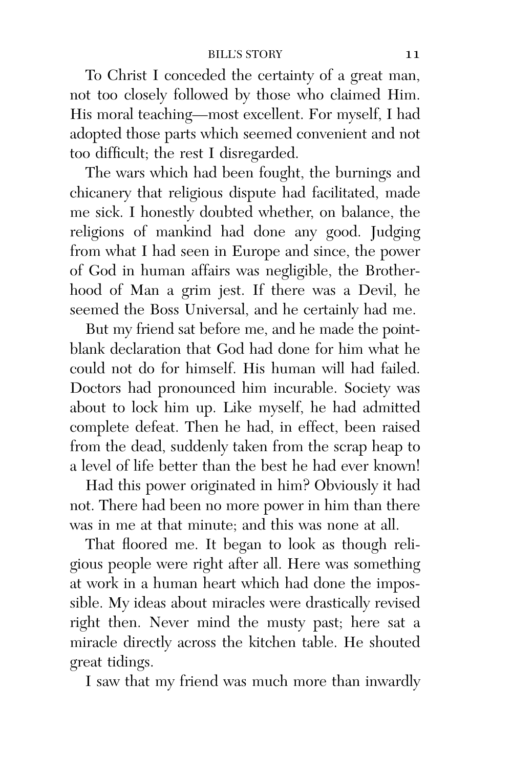To Christ I conceded the certainty of a great man, not too closely followed by those who claimed Him. His moral teaching—most excellent. For myself, I had adopted those parts which seemed convenient and not too difficult; the rest I disregarded.

The wars which had been fought, the burnings and chicanery that religious dispute had facilitated, made me sick. I honestly doubted whether, on balance, the religions of mankind had done any good. Judging from what I had seen in Europe and since, the power of God in human affairs was negligible, the Brotherhood of Man a grim jest. If there was a Devil, he seemed the Boss Universal, and he certainly had me.

But my friend sat before me, and he made the point-blank declaration that God had done for him what he could not do for himself. His human will had failed. Doctors had pronounced him incurable. Society was about to lock him up. Like myself, he had admitted complete defeat. Then he had, in effect, been raised from the dead, suddenly taken from the scrap heap to a level of life better than the best he had ever known!

Had this power originated in him? Obviously it had not. There had been no more power in him than there was in me at that minute; and this was none at all.

That floored me. It began to look as though religious people were right after all. Here was something at work in a human heart which had done the impossible. My ideas about miracles were drastically revised right then. Never mind the musty past; here sat a miracle directly across the kitchen table. He shouted great tidings.

I saw that my friend was much more than inwardly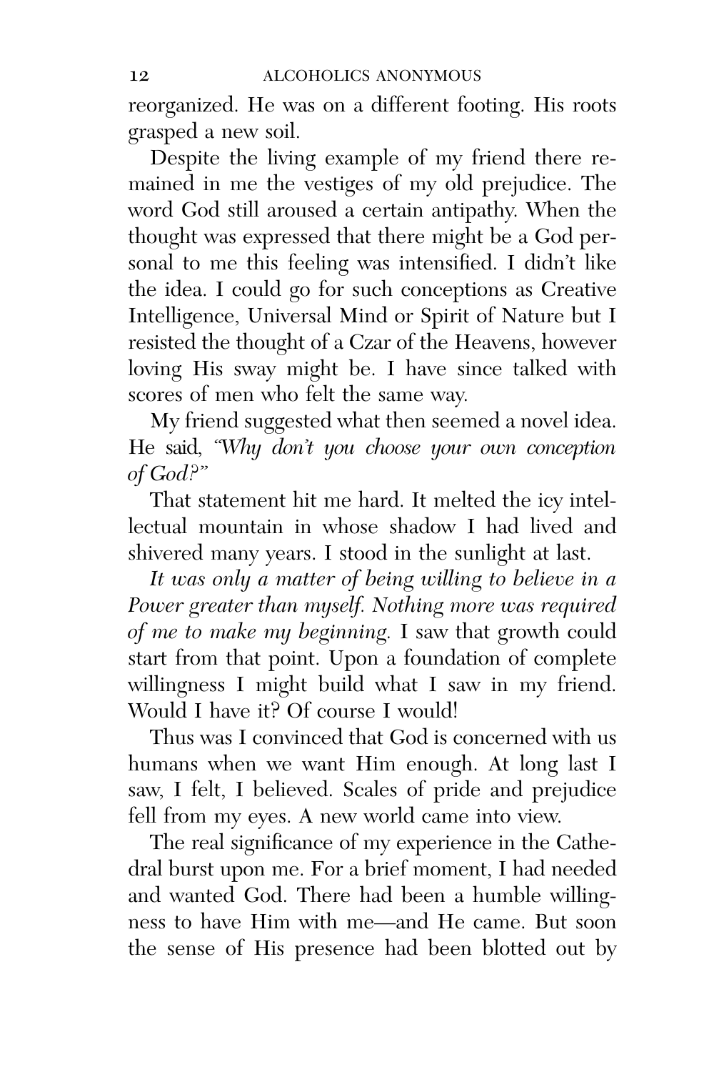reorganized. He was on a different footing. His roots grasped a new soil.

Despite the living example of my friend there remained in me the vestiges of my old prejudice. The word God still aroused a certain antipathy. When the thought was expressed that there might be a God personal to me this feeling was intensified. I didn't like the idea. I could go for such conceptions as Creative Intelligence, Universal Mind or Spirit of Nature but I resisted the thought of a Czar of the Heavens, however loving His sway might be. I have since talked with scores of men who felt the same way.

My friend suggested what then seemed a novel idea. He said, *"Why don't you choose your own conception of God?"*

That statement hit me hard. It melted the icy intellectual mountain in whose shadow I had lived and shivered many years. I stood in the sunlight at last.

*It was only a matter of being willing to believe in a Power greater than myself. Nothing more was required of me to make my beginning.* I saw that growth could start from that point. Upon a foundation of complete willingness I might build what I saw in my friend. Would I have it? Of course I would!

Thus was I convinced that God is concerned with us humans when we want Him enough. At long last I saw, I felt, I believed. Scales of pride and prejudice fell from my eyes. A new world came into view.

The real significance of my experience in the Cathedral burst upon me. For a brief moment, I had needed and wanted God. There had been a humble willingness to have Him with me—and He came. But soon the sense of His presence had been blotted out by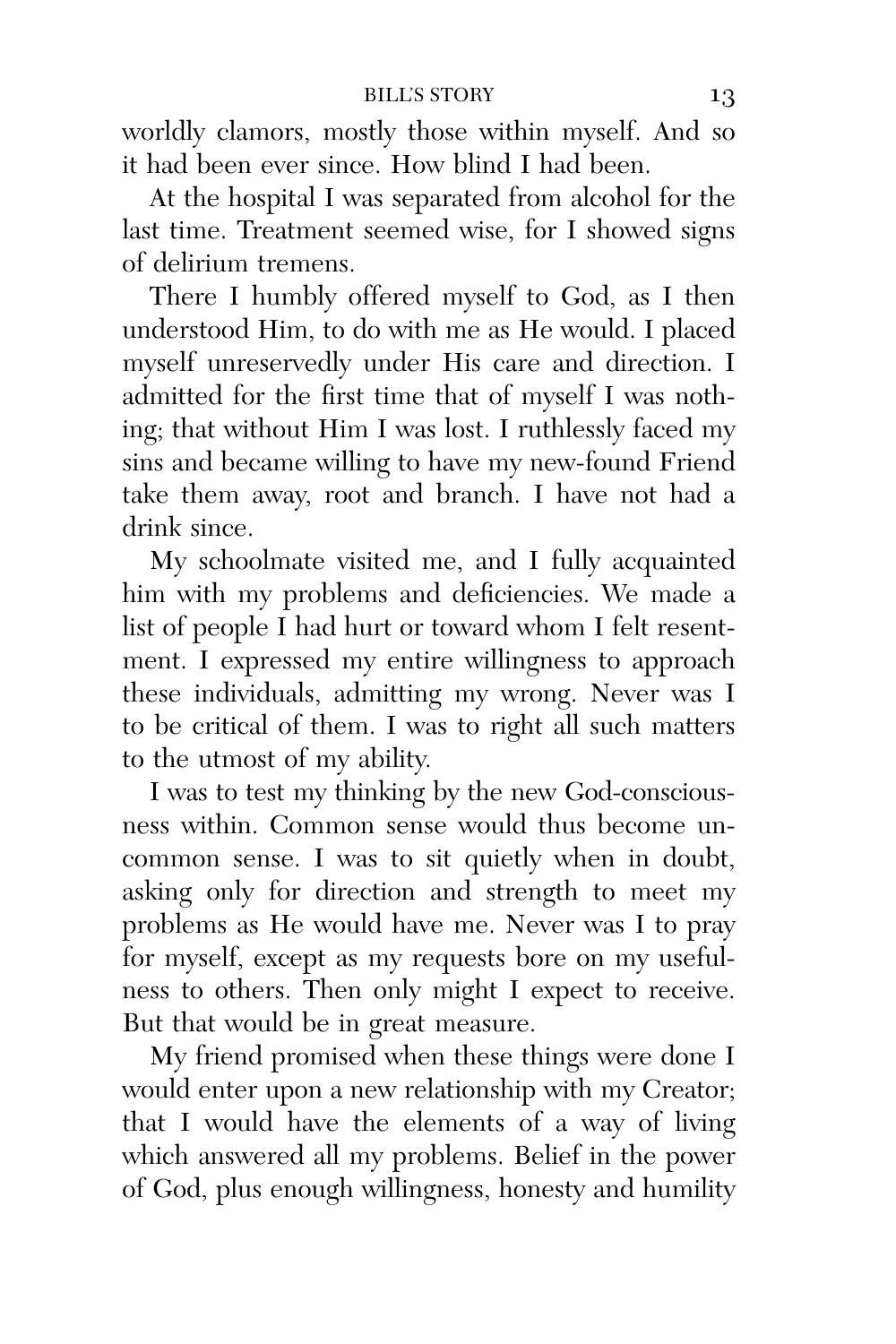worldly clamors, mostly those within myself. And so it had been ever since. How blind I had been.

At the hospital I was separated from alcohol for the last time. Treatment seemed wise, for I showed signs of delirium tremens.

There I humbly offered myself to God, as I then understood Him, to do with me as He would. I placed myself unreservedly under His care and direction. I admitted for the first time that of myself I was nothing; that without Him I was lost. I ruthlessly faced my sins and became willing to have my new-found Friend take them away, root and branch. I have not had a drink since.

My schoolmate visited me, and I fully acquainted him with my problems and deficiencies. We made a list of people I had hurt or toward whom I felt resentment. I expressed my entire willingness to approach these individuals, admitting my wrong. Never was I to be critical of them. I was to right all such matters to the utmost of my ability.

I was to test my thinking by the new God-consciousness within. Common sense would thus become uncommon sense. I was to sit quietly when in doubt, asking only for direction and strength to meet my problems as He would have me. Never was I to pray for myself, except as my requests bore on my usefulness to others. Then only might I expect to receive. But that would be in great measure.

My friend promised when these things were done I would enter upon a new relationship with my Creator; that I would have the elements of a way of living which answered all my problems. Belief in the power of God, plus enough willingness, honesty and humility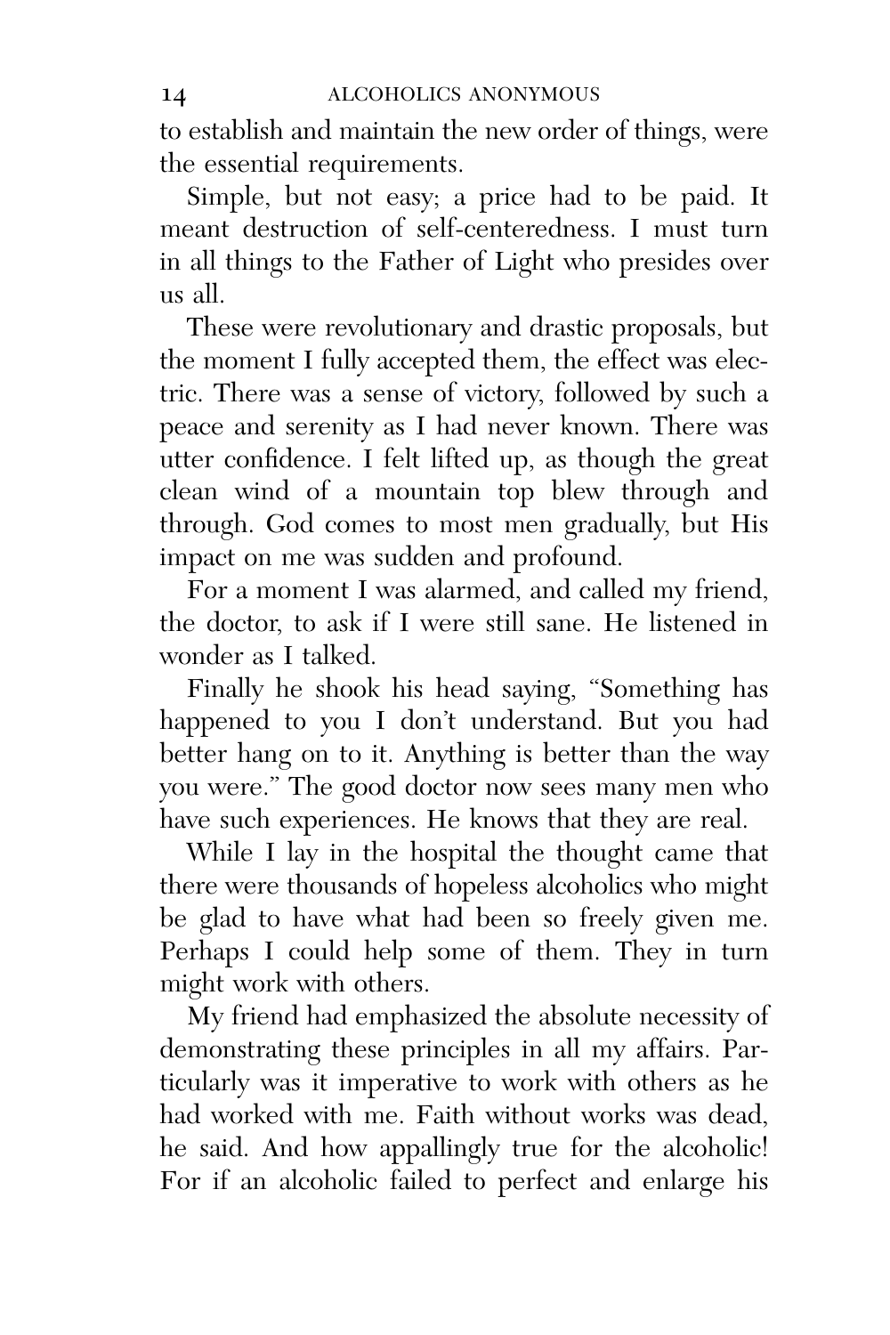to establish and maintain the new order of things, were the essential requirements.

Simple, but not easy; a price had to be paid. It meant destruction of self-centeredness. I must turn in all things to the Father of Light who presides over us all.

These were revolutionary and drastic proposals, but the moment I fully accepted them, the effect was electric. There was a sense of victory, followed by such a peace and serenity as I had never known. There was utter confidence. I felt lifted up, as though the great clean wind of a mountain top blew through and through. God comes to most men gradually, but His impact on me was sudden and profound.

For a moment I was alarmed, and called my friend, the doctor, to ask if I were still sane. He listened in wonder as I talked.

Finally he shook his head saying, "Something has happened to you I don't understand. But you had better hang on to it. Anything is better than the way you were." The good doctor now sees many men who have such experiences. He knows that they are real.

While I lay in the hospital the thought came that there were thousands of hopeless alcoholics who might be glad to have what had been so freely given me. Perhaps I could help some of them. They in turn might work with others.

My friend had emphasized the absolute necessity of demonstrating these principles in all my affairs. Particularly was it imperative to work with others as he had worked with me. Faith without works was dead, he said. And how appallingly true for the alcoholic! For if an alcoholic failed to perfect and enlarge his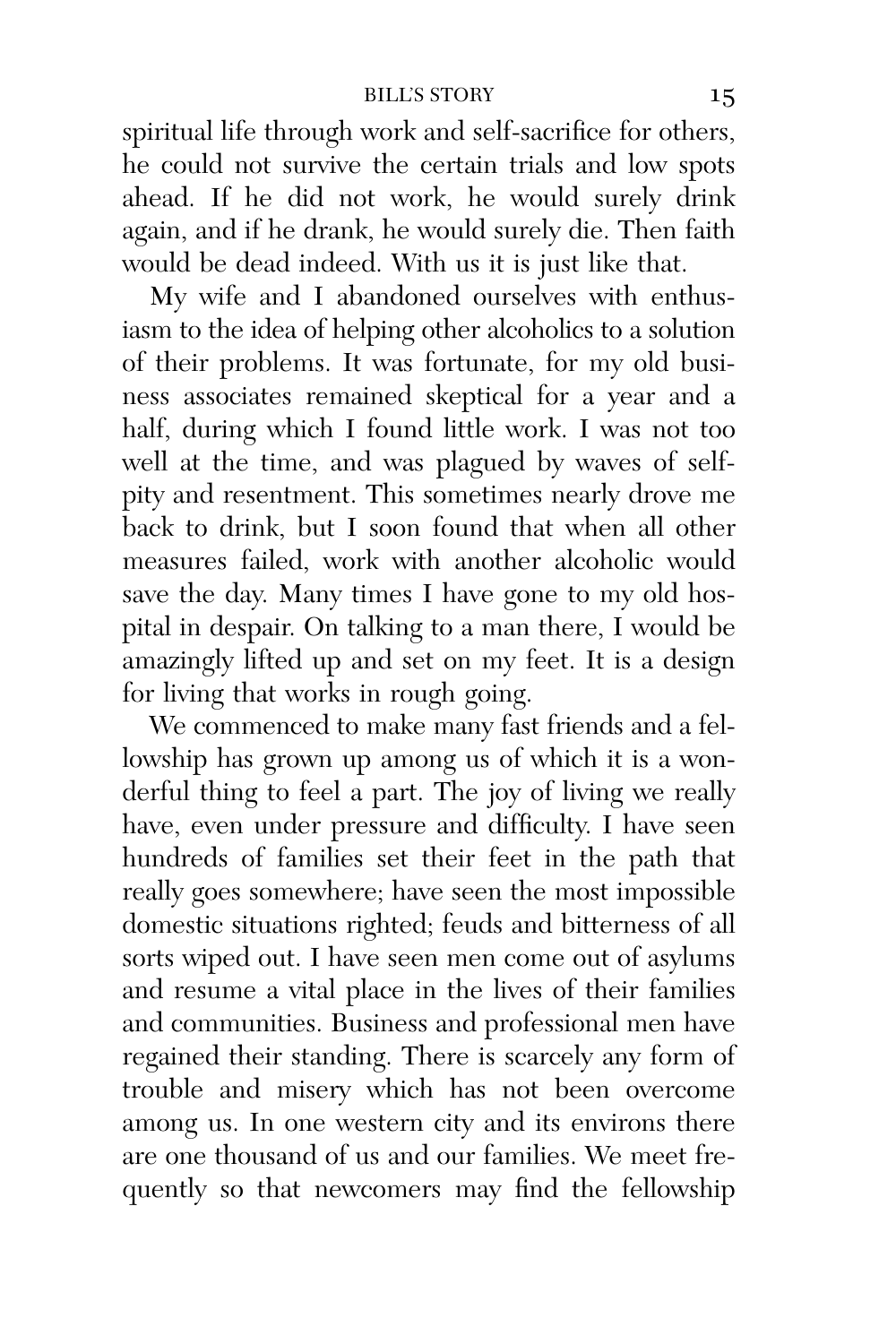spiritual life through work and self-sacrifice for others, he could not survive the certain trials and low spots ahead. If he did not work, he would surely drink again, and if he drank, he would surely die. Then faith would be dead indeed. With us it is just like that.

My wife and I abandoned ourselves with enthusiasm to the idea of helping other alcoholics to a solution of their problems. It was fortunate, for my old business associates remained skeptical for a year and a half, during which I found little work. I was not too well at the time, and was plagued by waves of self-pity and resentment. This sometimes nearly drove me back to drink, but I soon found that when all other measures failed, work with another alcoholic would save the day. Many times I have gone to my old hospital in despair. On talking to a man there, I would be amazingly lifted up and set on my feet. It is a design for living that works in rough going.

We commenced to make many fast friends and a fellowship has grown up among us of which it is a wonderful thing to feel a part. The joy of living we really have, even under pressure and difficulty. I have seen hundreds of families set their feet in the path that really goes somewhere; have seen the most impossible domestic situations righted; feuds and bitterness of all sorts wiped out. I have seen men come out of asylums and resume a vital place in the lives of their families and communities. Business and professional men have regained their standing. There is scarcely any form of trouble and misery which has not been overcome among us. In one western city and its environs there are one thousand of us and our families. We meet frequently so that newcomers may find the fellowship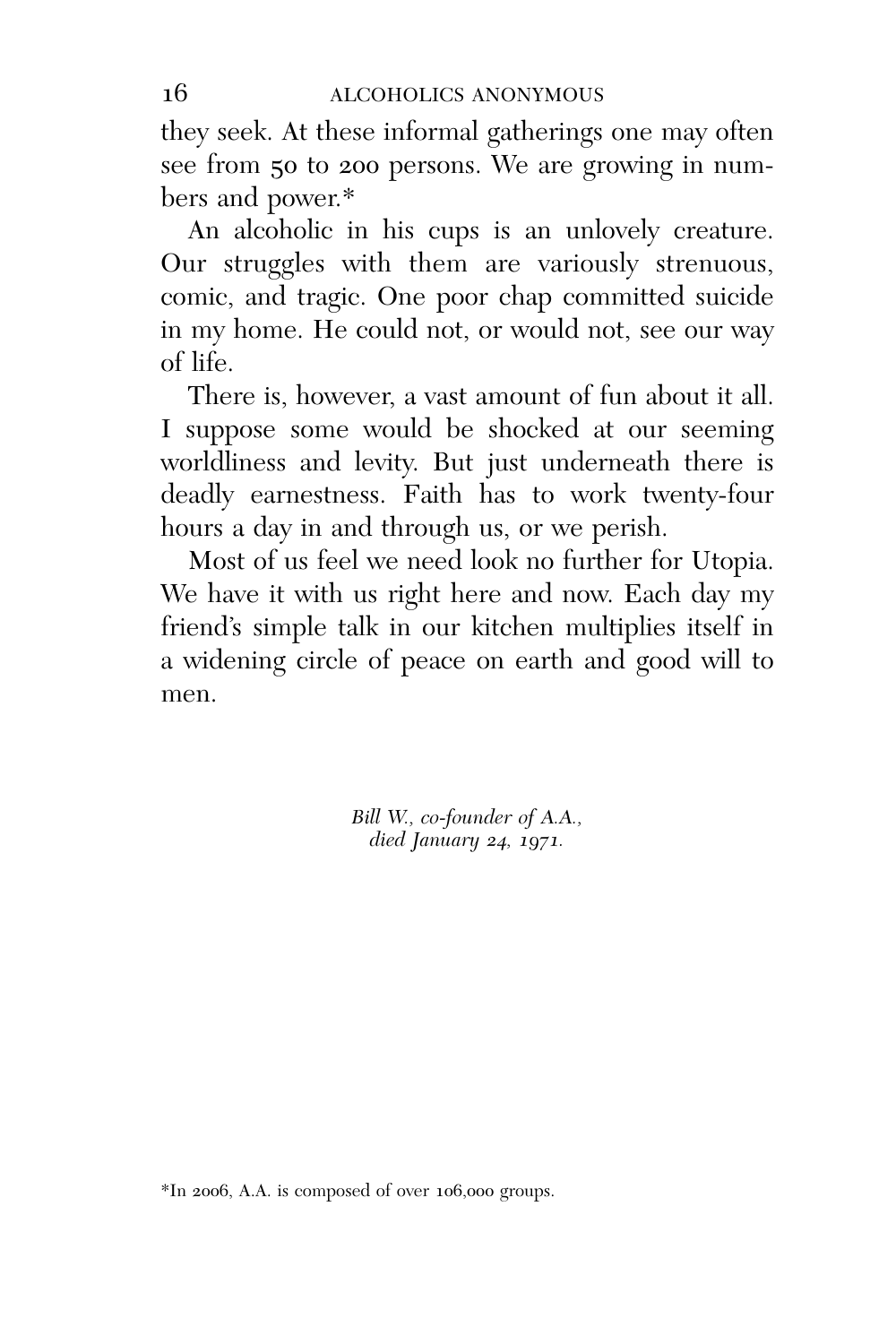they seek. At these informal gatherings one may often see from 50 to 200 persons. We are growing in numbers and power.*

An alcoholic in his cups is an unlovely creature. Our struggles with them are variously strenuous, comic, and tragic. One poor chap committed suicide in my home. He could not, or would not, see our way of life.

There is, however, a vast amount of fun about it all. I suppose some would be shocked at our seeming worldliness and levity. But just underneath there is deadly earnestness. Faith has to work twenty-four hours a day in and through us, or we perish.

Most of us feel we need look no further for Utopia. We have it with us right here and now. Each day my friend's simple talk in our kitchen multiplies itself in a widening circle of peace on earth and good will to men.

*Bill W., co-founder of A.A.,*
*died January 24, 1971.*

*In 2006, A.A. is composed of over 106,000 groups.